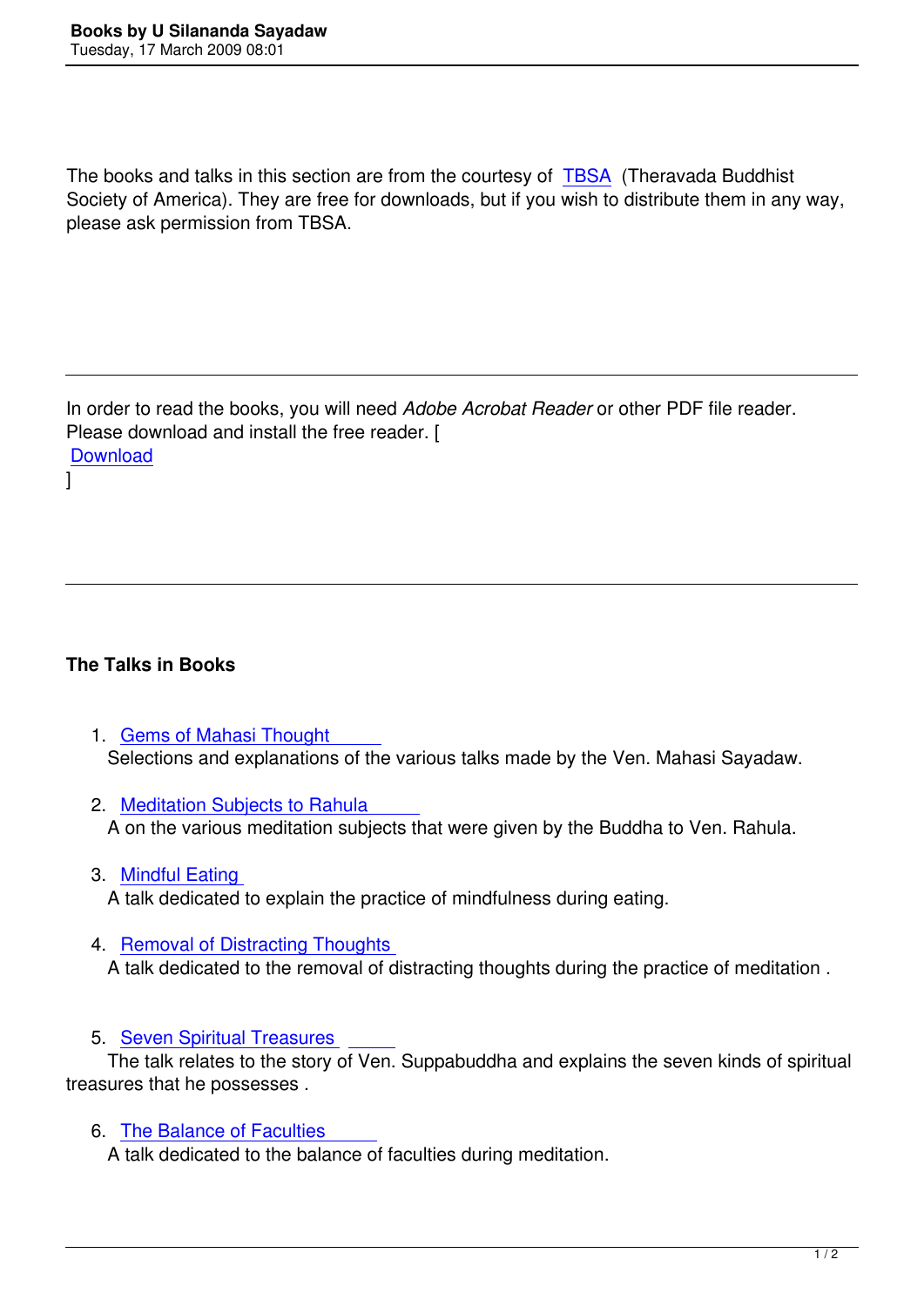The books and talks in this section are from the courtesy of TBSA (Theravada Buddhist Society of America). They are free for downloads, but if you wish to distribute them in any way, please ask permission from TBSA.

---

In order to read the books, you will need *Adobe Acrobat Reader* or other PDF file reader. Please download and install the free reader. [ Download ]

---

### The Talks in Books

1. Gems of Mahasi Thought
   Selections and explanations of the various talks made by the Ven. Mahasi Sayadaw.

2. Meditation Subjects to Rahula
   A on the various meditation subjects that were given by the Buddha to Ven. Rahula.

3. Mindful Eating
   A talk dedicated to explain the practice of mindfulness during eating.

4. Removal of Distracting Thoughts
   A talk dedicated to the removal of distracting thoughts during the practice of meditation .

5. Seven Spiritual Treasures
   The talk relates to the story of Ven. Suppabuddha and explains the seven kinds of spiritual treasures that he possesses .

6. The Balance of Faculties
   A talk dedicated to the balance of faculties during meditation.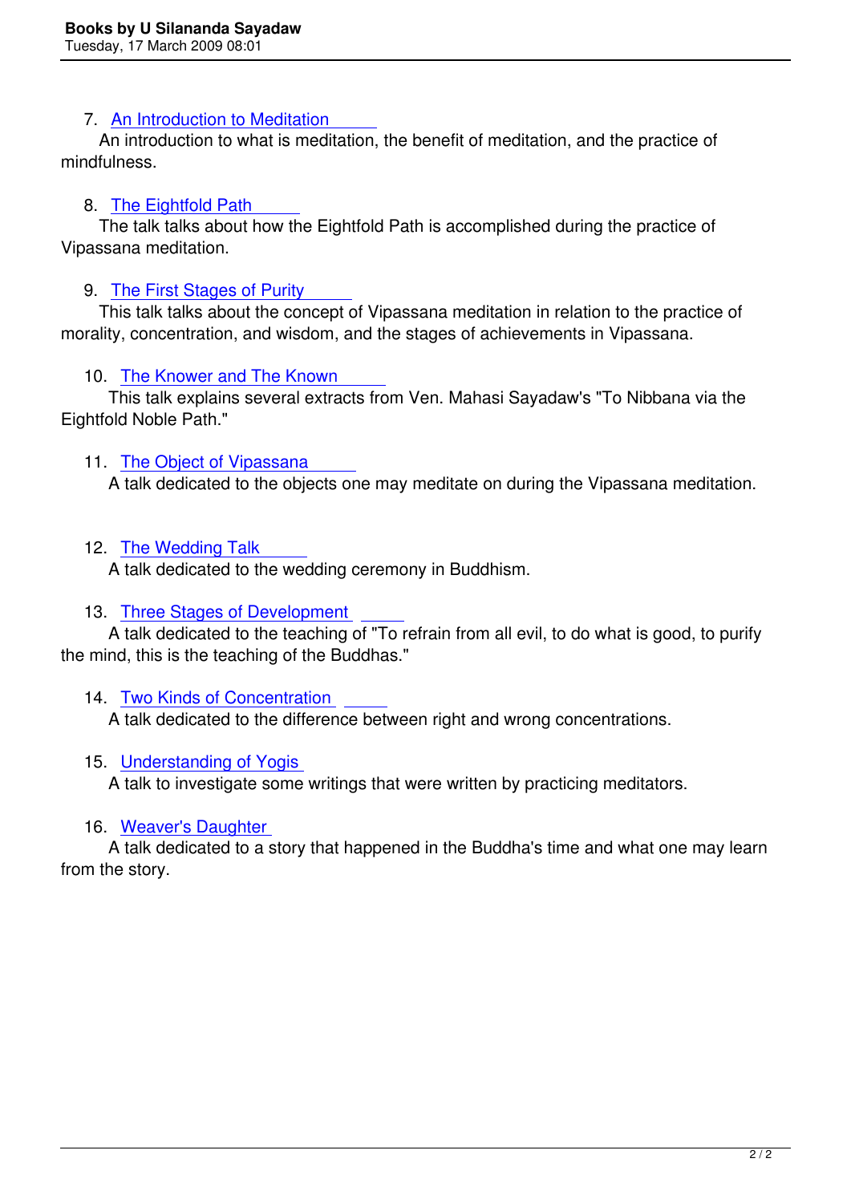7. An Introduction to Meditation

   An introduction to what is meditation, the benefit of meditation, and the practice of mindfulness.

8. The Eightfold Path

   The talk talks about how the Eightfold Path is accomplished during the practice of Vipassana meditation.

9. The First Stages of Purity

   This talk talks about the concept of Vipassana meditation in relation to the practice of morality, concentration, and wisdom, and the stages of achievements in Vipassana.

10. The Knower and The Known

    This talk explains several extracts from Ven. Mahasi Sayadaw's "To Nibbana via the Eightfold Noble Path."

11. The Object of Vipassana

    A talk dedicated to the objects one may meditate on during the Vipassana meditation.

12. The Wedding Talk

    A talk dedicated to the wedding ceremony in Buddhism.

13. Three Stages of Development

    A talk dedicated to the teaching of "To refrain from all evil, to do what is good, to purify the mind, this is the teaching of the Buddhas."

14. Two Kinds of Concentration

    A talk dedicated to the difference between right and wrong concentrations.

15. Understanding of Yogis

    A talk to investigate some writings that were written by practicing meditators.

16. Weaver's Daughter

    A talk dedicated to a story that happened in the Buddha's time and what one may learn from the story.